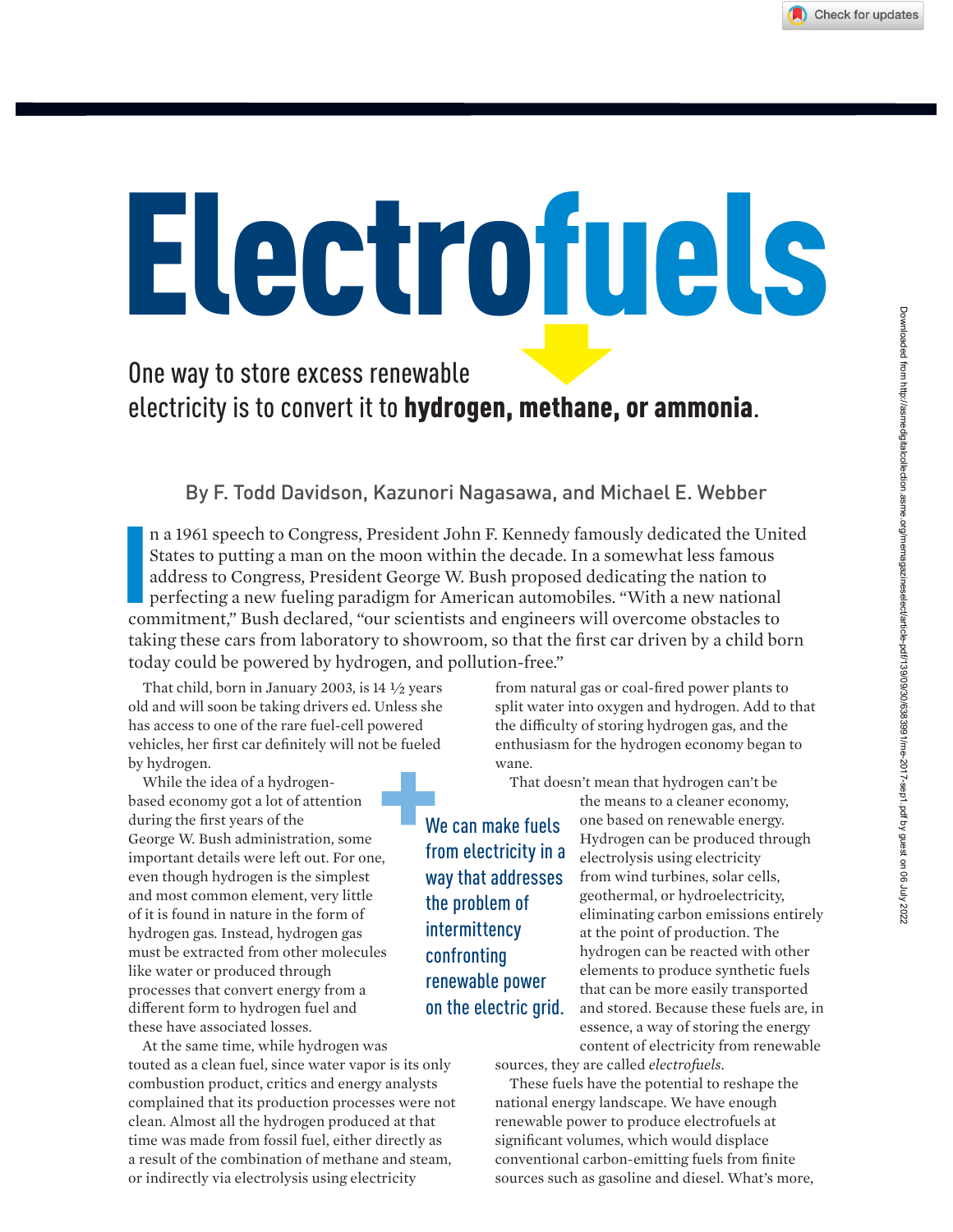# Electrofuels

## One way to store excess renewable electricity is to convert it to **hydrogen, methane, or ammonia**.

By F. Todd Davidson, Kazunori Nagasawa, and Michael E. Webber

In a 1961 speech to Congress, President John F. Kennedy famously dedicated the United States to putting a man on the moon within the decade. In a somewhat less famous address to Congress, President George W. Bush proposed dedicating the nation to perfecting a new fueling paradigm for American automobiles. "With a new national commitment," Bush declared, "our scientists and engineers will overcome obstacles to taking these cars from laboratory to showroom, so that the first car driven by a child born today could be powered by hydrogen, and pollution-free."

That child, born in January 2003, is 14 ½ years old and will soon be taking drivers ed. Unless she has access to one of the rare fuel-cell powered vehicles, her first car definitely will not be fueled by hydrogen.

While the idea of a hydrogen-based economy got a lot of attention during the first years of the George W. Bush administration, some important details were left out. For one, even though hydrogen is the simplest and most common element, very little of it is found in nature in the form of hydrogen gas. Instead, hydrogen gas must be extracted from other molecules like water or produced through processes that convert energy from a different form to hydrogen fuel and these have associated losses.

At the same time, while hydrogen was touted as a clean fuel, since water vapor is its only combustion product, critics and energy analysts complained that its production processes were not clean. Almost all the hydrogen produced at that time was made from fossil fuel, either directly as a result of the combination of methane and steam, or indirectly via electrolysis using electricity from natural gas or coal-fired power plants to split water into oxygen and hydrogen. Add to that the difficulty of storing hydrogen gas, and the enthusiasm for the hydrogen economy began to wane.

> We can make fuels from electricity in a way that addresses the problem of intermittency confronting renewable power on the electric grid.

That doesn't mean that hydrogen can't be the means to a cleaner economy, one based on renewable energy. Hydrogen can be produced through electrolysis using electricity from wind turbines, solar cells, geothermal, or hydroelectricity, eliminating carbon emissions entirely at the point of production. The hydrogen can be reacted with other elements to produce synthetic fuels that can be more easily transported and stored. Because these fuels are, in essence, a way of storing the energy content of electricity from renewable sources, they are called *electrofuels*.

These fuels have the potential to reshape the national energy landscape. We have enough renewable power to produce electrofuels at significant volumes, which would displace conventional carbon-emitting fuels from finite sources such as gasoline and diesel. What's more,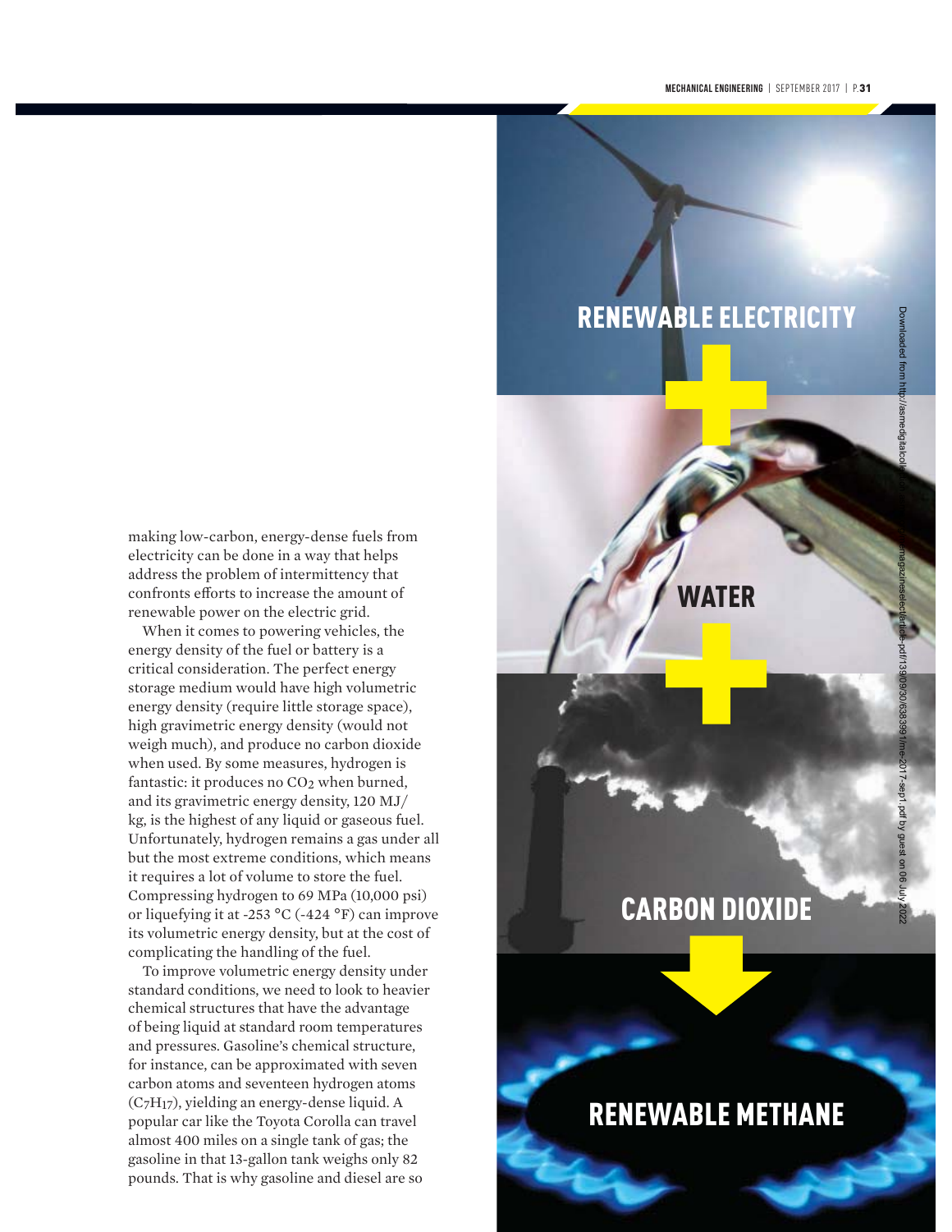making low-carbon, energy-dense fuels from electricity can be done in a way that helps address the problem of intermittency that confronts efforts to increase the amount of renewable power on the electric grid.

When it comes to powering vehicles, the energy density of the fuel or battery is a critical consideration. The perfect energy storage medium would have high volumetric energy density (require little storage space), high gravimetric energy density (would not weigh much), and produce no carbon dioxide when used. By some measures, hydrogen is fantastic: it produces no $CO_2$ when burned, and its gravimetric energy density, 120 MJ/kg, is the highest of any liquid or gaseous fuel. Unfortunately, hydrogen remains a gas under all but the most extreme conditions, which means it requires a lot of volume to store the fuel. Compressing hydrogen to 69 MPa (10,000 psi) or liquefying it at -253 °C (-424 °F) can improve its volumetric energy density, but at the cost of complicating the handling of the fuel.

To improve volumetric energy density under standard conditions, we need to look to heavier chemical structures that have the advantage of being liquid at standard room temperatures and pressures. Gasoline's chemical structure, for instance, can be approximated with seven carbon atoms and seventeen hydrogen atoms ($C_7H_{17}$), yielding an energy-dense liquid. A popular car like the Toyota Corolla can travel almost 400 miles on a single tank of gas; the gasoline in that 13-gallon tank weighs only 82 pounds. That is why gasoline and diesel are so

RENEWABLE ELECTRICITY + WATER + CARBON DIOXIDE → RENEWABLE METHANE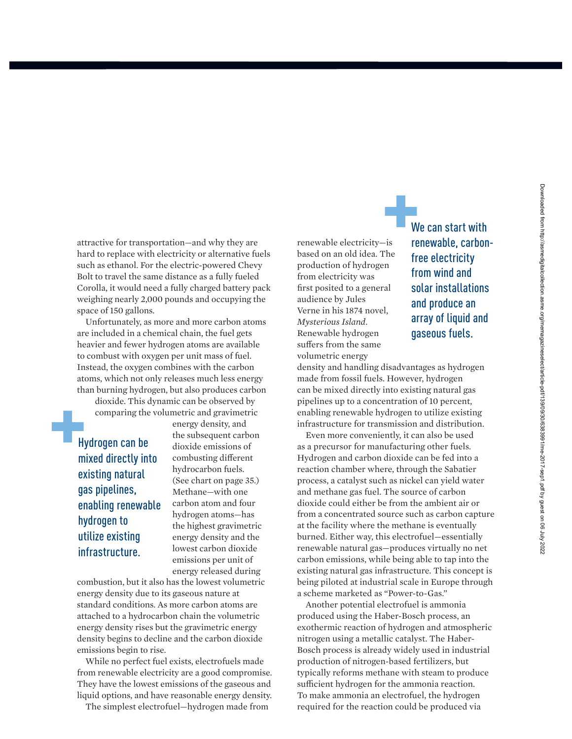attractive for transportation—and why they are hard to replace with electricity or alternative fuels such as ethanol. For the electric-powered Chevy Bolt to travel the same distance as a fully fueled Corolla, it would need a fully charged battery pack weighing nearly 2,000 pounds and occupying the space of 150 gallons.

Unfortunately, as more and more carbon atoms are included in a chemical chain, the fuel gets heavier and fewer hydrogen atoms are available to combust with oxygen per unit mass of fuel. Instead, the oxygen combines with the carbon atoms, which not only releases much less energy than burning hydrogen, but also produces carbon dioxide. This dynamic can be observed by comparing the volumetric and gravimetric energy density, and the subsequent carbon dioxide emissions of combusting different hydrocarbon fuels. (See chart on page 35.) Methane—with one carbon atom and four hydrogen atoms—has the highest gravimetric energy density and the lowest carbon dioxide emissions per unit of energy released during combustion, but it also has the lowest volumetric energy density due to its gaseous nature at standard conditions. As more carbon atoms are attached to a hydrocarbon chain the volumetric energy density rises but the gravimetric energy density begins to decline and the carbon dioxide emissions begin to rise.

**Hydrogen can be mixed directly into existing natural gas pipelines, enabling renewable hydrogen to utilize existing infrastructure.**

While no perfect fuel exists, electrofuels made from renewable electricity are a good compromise. They have the lowest emissions of the gaseous and liquid options, and have reasonable energy density.

The simplest electrofuel—hydrogen made from renewable electricity—is based on an old idea. The production of hydrogen from electricity was first posited to a general audience by Jules Verne in his 1874 novel, *Mysterious Island*. Renewable hydrogen suffers from the same volumetric energy density and handling disadvantages as hydrogen made from fossil fuels. However, hydrogen can be mixed directly into existing natural gas pipelines up to a concentration of 10 percent, enabling renewable hydrogen to utilize existing infrastructure for transmission and distribution.

**We can start with renewable, carbon-free electricity from wind and solar installations and produce an array of liquid and gaseous fuels.**

Even more conveniently, it can also be used as a precursor for manufacturing other fuels. Hydrogen and carbon dioxide can be fed into a reaction chamber where, through the Sabatier process, a catalyst such as nickel can yield water and methane gas fuel. The source of carbon dioxide could either be from the ambient air or from a concentrated source such as carbon capture at the facility where the methane is eventually burned. Either way, this electrofuel—essentially renewable natural gas—produces virtually no net carbon emissions, while being able to tap into the existing natural gas infrastructure. This concept is being piloted at industrial scale in Europe through a scheme marketed as "Power-to-Gas."

Another potential electrofuel is ammonia produced using the Haber-Bosch process, an exothermic reaction of hydrogen and atmospheric nitrogen using a metallic catalyst. The Haber-Bosch process is already widely used in industrial production of nitrogen-based fertilizers, but typically reforms methane with steam to produce sufficient hydrogen for the ammonia reaction. To make ammonia an electrofuel, the hydrogen required for the reaction could be produced via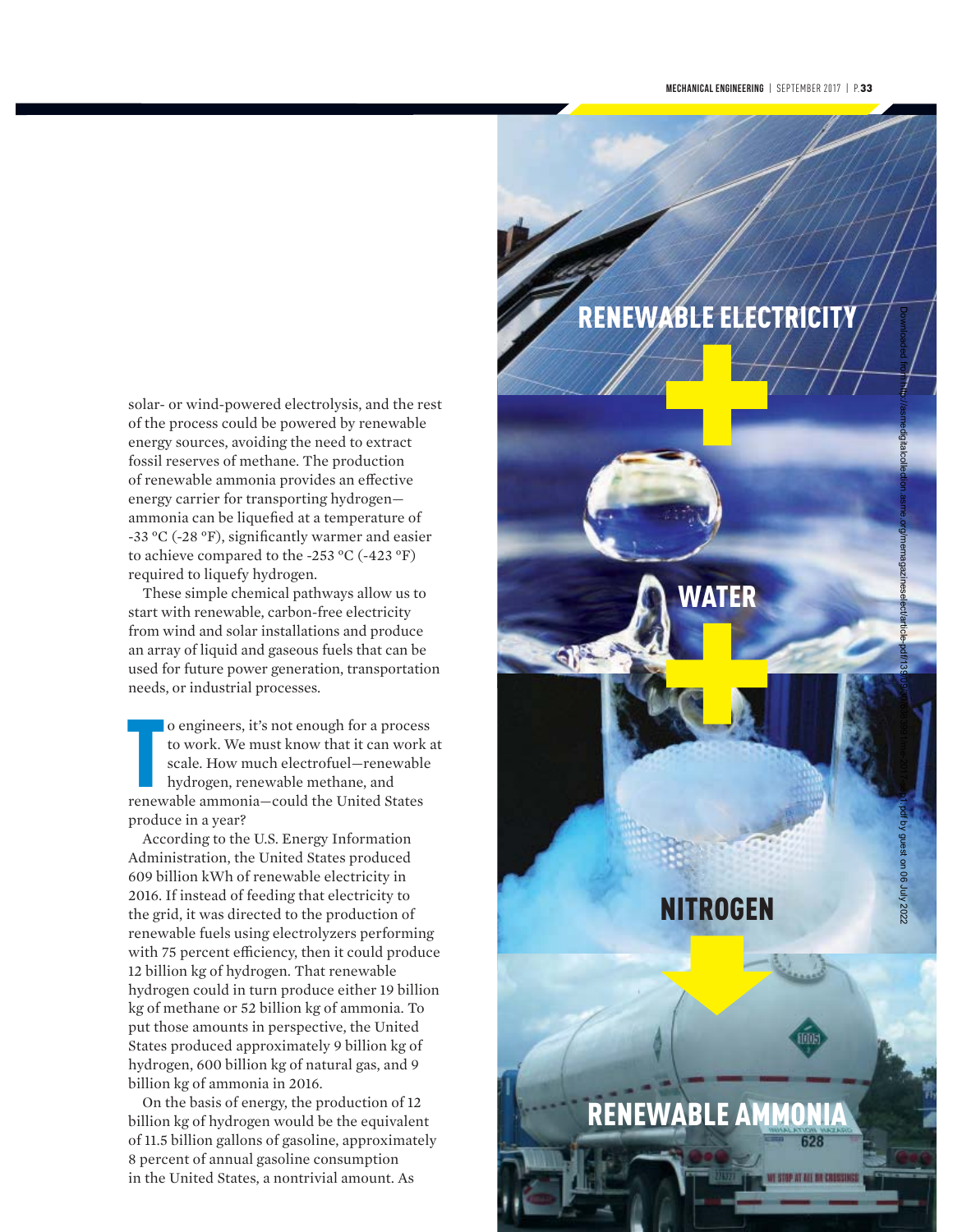solar- or wind-powered electrolysis, and the rest of the process could be powered by renewable energy sources, avoiding the need to extract fossil reserves of methane. The production of renewable ammonia provides an effective energy carrier for transporting hydrogen—ammonia can be liquefied at a temperature of -33 °C (-28 °F), significantly warmer and easier to achieve compared to the -253 °C (-423 °F) required to liquefy hydrogen.

These simple chemical pathways allow us to start with renewable, carbon-free electricity from wind and solar installations and produce an array of liquid and gaseous fuels that can be used for future power generation, transportation needs, or industrial processes.

To engineers, it's not enough for a process to work. We must know that it can work at scale. How much electrofuel—renewable hydrogen, renewable methane, and renewable ammonia—could the United States produce in a year?

According to the U.S. Energy Information Administration, the United States produced 609 billion kWh of renewable electricity in 2016. If instead of feeding that electricity to the grid, it was directed to the production of renewable fuels using electrolyzers performing with 75 percent efficiency, then it could produce 12 billion kg of hydrogen. That renewable hydrogen could in turn produce either 19 billion kg of methane or 52 billion kg of ammonia. To put those amounts in perspective, the United States produced approximately 9 billion kg of hydrogen, 600 billion kg of natural gas, and 9 billion kg of ammonia in 2016.

On the basis of energy, the production of 12 billion kg of hydrogen would be the equivalent of 11.5 billion gallons of gasoline, approximately 8 percent of annual gasoline consumption in the United States, a nontrivial amount. As

RENEWABLE ELECTRICITY + WATER + NITROGEN → RENEWABLE AMMONIA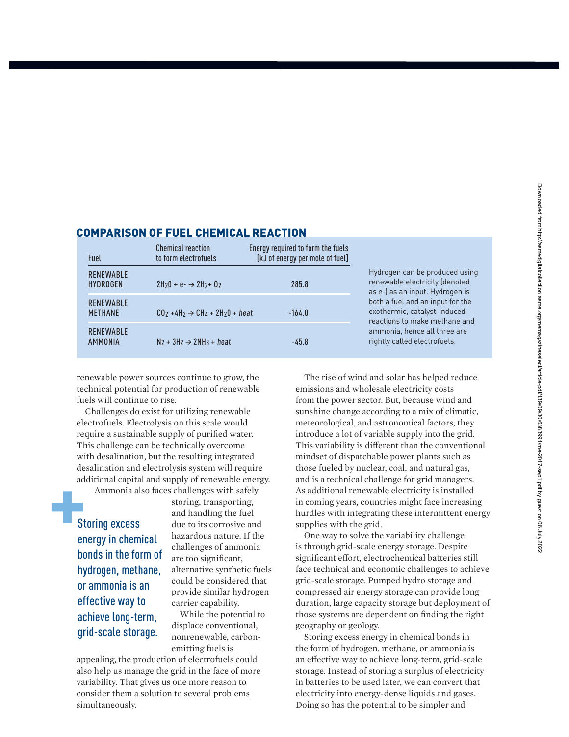## COMPARISON OF FUEL CHEMICAL REACTION

| Fuel | Chemical reaction to form electrofuels | Energy required to form the fuels [kJ of energy per mole of fuel] |
|---|---|---|
| RENEWABLE HYDROGEN | $2H_2O + e- \rightarrow 2H_2 + O_2$ | 285.8 |
| RENEWABLE METHANE | $CO_2 + 4H_2 \rightarrow CH_4 + 2H_2O + heat$ | -164.0 |
| RENEWABLE AMMONIA | $N_2 + 3H_2 \rightarrow 2NH_3 + heat$ | -45.8 |

Hydrogen can be produced using renewable electricity (denoted as *e-*) as an input. Hydrogen is both a fuel and an input for the exothermic, catalyst-induced reactions to make methane and ammonia, hence all three are rightly called electrofuels.

renewable power sources continue to grow, the technical potential for production of renewable fuels will continue to rise.

Challenges do exist for utilizing renewable electrofuels. Electrolysis on this scale would require a sustainable supply of purified water. This challenge can be technically overcome with desalination, but the resulting integrated desalination and electrolysis system will require additional capital and supply of renewable energy.

Ammonia also faces challenges with safely storing, transporting, and handling the fuel due to its corrosive and hazardous nature. If the challenges of ammonia are too significant, alternative synthetic fuels could be considered that provide similar hydrogen carrier capability.

While the potential to displace conventional, nonrenewable, carbon-emitting fuels is appealing, the production of electrofuels could also help us manage the grid in the face of more variability. That gives us one more reason to consider them a solution to several problems simultaneously.

> Storing excess energy in chemical bonds in the form of hydrogen, methane, or ammonia is an effective way to achieve long-term, grid-scale storage.

The rise of wind and solar has helped reduce emissions and wholesale electricity costs from the power sector. But, because wind and sunshine change according to a mix of climatic, meteorological, and astronomical factors, they introduce a lot of variable supply into the grid. This variability is different than the conventional mindset of dispatchable power plants such as those fueled by nuclear, coal, and natural gas, and is a technical challenge for grid managers. As additional renewable electricity is installed in coming years, countries might face increasing hurdles with integrating these intermittent energy supplies with the grid.

One way to solve the variability challenge is through grid-scale energy storage. Despite significant effort, electrochemical batteries still face technical and economic challenges to achieve grid-scale storage. Pumped hydro storage and compressed air energy storage can provide long duration, large capacity storage but deployment of those systems are dependent on finding the right geography or geology.

Storing excess energy in chemical bonds in the form of hydrogen, methane, or ammonia is an effective way to achieve long-term, grid-scale storage. Instead of storing a surplus of electricity in batteries to be used later, we can convert that electricity into energy-dense liquids and gases. Doing so has the potential to be simpler and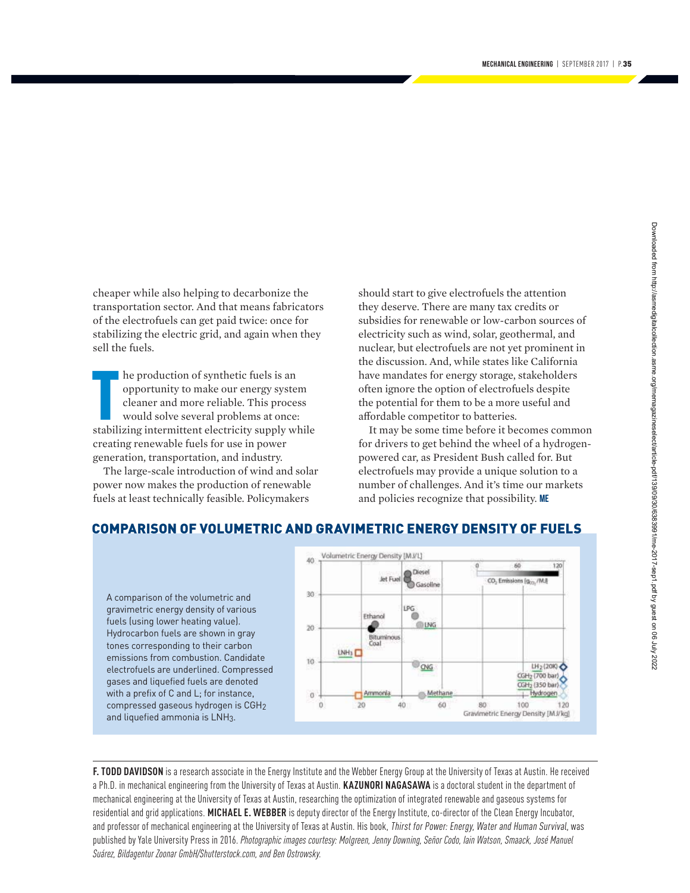cheaper while also helping to decarbonize the transportation sector. And that means fabricators of the electrofuels can get paid twice: once for stabilizing the electric grid, and again when they sell the fuels.

The production of synthetic fuels is an opportunity to make our energy system cleaner and more reliable. This process would solve several problems at once: stabilizing intermittent electricity supply while creating renewable fuels for use in power generation, transportation, and industry.

The large-scale introduction of wind and solar power now makes the production of renewable fuels at least technically feasible. Policymakers should start to give electrofuels the attention they deserve. There are many tax credits or subsidies for renewable or low-carbon sources of electricity such as wind, solar, geothermal, and nuclear, but electrofuels are not yet prominent in the discussion. And, while states like California have mandates for energy storage, stakeholders often ignore the option of electrofuels despite the potential for them to be a more useful and affordable competitor to batteries.

It may be some time before it becomes common for drivers to get behind the wheel of a hydrogen-powered car, as President Bush called for. But electrofuels may provide a unique solution to a number of challenges. And it's time our markets and policies recognize that possibility. **ME**

## COMPARISON OF VOLUMETRIC AND GRAVIMETRIC ENERGY DENSITY OF FUELS

A comparison of the volumetric and gravimetric energy density of various fuels (using lower heating value). Hydrocarbon fuels are shown in gray tones corresponding to their carbon emissions from combustion. Candidate electrofuels are underlined. Compressed gases and liquefied fuels are denoted with a prefix of C and L; for instance, compressed gaseous hydrogen is $CGH_2$ and liquefied ammonia is $LNH_3$.

Volumetric Energy Density [MJ/L]
40
30
20
10
0
0
20
40
60
80
100
120
Gravimetric Energy Density [MJ/kg]
0
60
120
$CO_2$ Emissions [$g_{CO_2}$/MJ]
Diesel
Jet Fuel
Gasoline
LPG
Ethanol
LNG
Bituminous Coal
$LNH_3$
CNG
$LH_2$ (20K)
$CGH_2$ (700 bar)
$CGH_2$ (350 bar)
Hydrogen
Ammonia
Methane

**F. TODD DAVIDSON** is a research associate in the Energy Institute and the Webber Energy Group at the University of Texas at Austin. He received a Ph.D. in mechanical engineering from the University of Texas at Austin. **KAZUNORI NAGASAWA** is a doctoral student in the department of mechanical engineering at the University of Texas at Austin, researching the optimization of integrated renewable and gaseous systems for residential and grid applications. **MICHAEL E. WEBBER** is deputy director of the Energy Institute, co-director of the Clean Energy Incubator, and professor of mechanical engineering at the University of Texas at Austin. His book, *Thirst for Power: Energy, Water and Human Survival*, was published by Yale University Press in 2016. *Photographic images courtesy: Molgreen, Jenny Downing, Señor Codo, Iain Watson, Smaack, José Manuel Suárez, Bildagentur Zoonar GmbH/Shutterstock.com, and Ben Ostrowsky.*